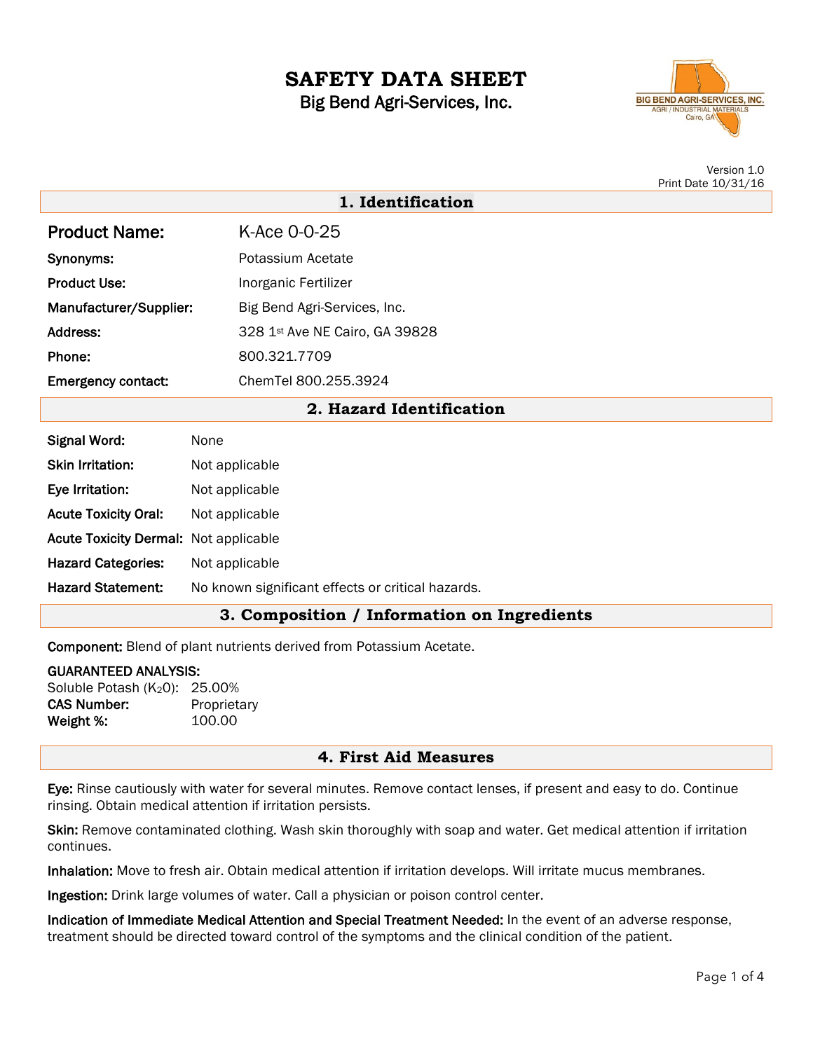# SAFETY DATA SHEET

Big Bend Agri-Services, Inc.

Version 1.0
Print Date 10/31/16

## 1. Identification

**Product Name:** K-Ace 0-0-25

**Synonyms:** Potassium Acetate

**Product Use:** Inorganic Fertilizer

**Manufacturer/Supplier:** Big Bend Agri-Services, Inc.

**Address:** 328 1st Ave NE Cairo, GA 39828

**Phone:** 800.321.7709

**Emergency contact:** ChemTel 800.255.3924

## 2. Hazard Identification

**Signal Word:** None

**Skin Irritation:** Not applicable

**Eye Irritation:** Not applicable

**Acute Toxicity Oral:** Not applicable

**Acute Toxicity Dermal:** Not applicable

**Hazard Categories:** Not applicable

**Hazard Statement:** No known significant effects or critical hazards.

## 3. Composition / Information on Ingredients

**Component:** Blend of plant nutrients derived from Potassium Acetate.

**GUARANTEED ANALYSIS:**
Soluble Potash ($K_2O$): 25.00%
**CAS Number:** Proprietary
**Weight %:** 100.00

## 4. First Aid Measures

**Eye:** Rinse cautiously with water for several minutes. Remove contact lenses, if present and easy to do. Continue rinsing. Obtain medical attention if irritation persists.

**Skin:** Remove contaminated clothing. Wash skin thoroughly with soap and water. Get medical attention if irritation continues.

**Inhalation:** Move to fresh air. Obtain medical attention if irritation develops. Will irritate mucus membranes.

**Ingestion:** Drink large volumes of water. Call a physician or poison control center.

**Indication of Immediate Medical Attention and Special Treatment Needed:** In the event of an adverse response, treatment should be directed toward control of the symptoms and the clinical condition of the patient.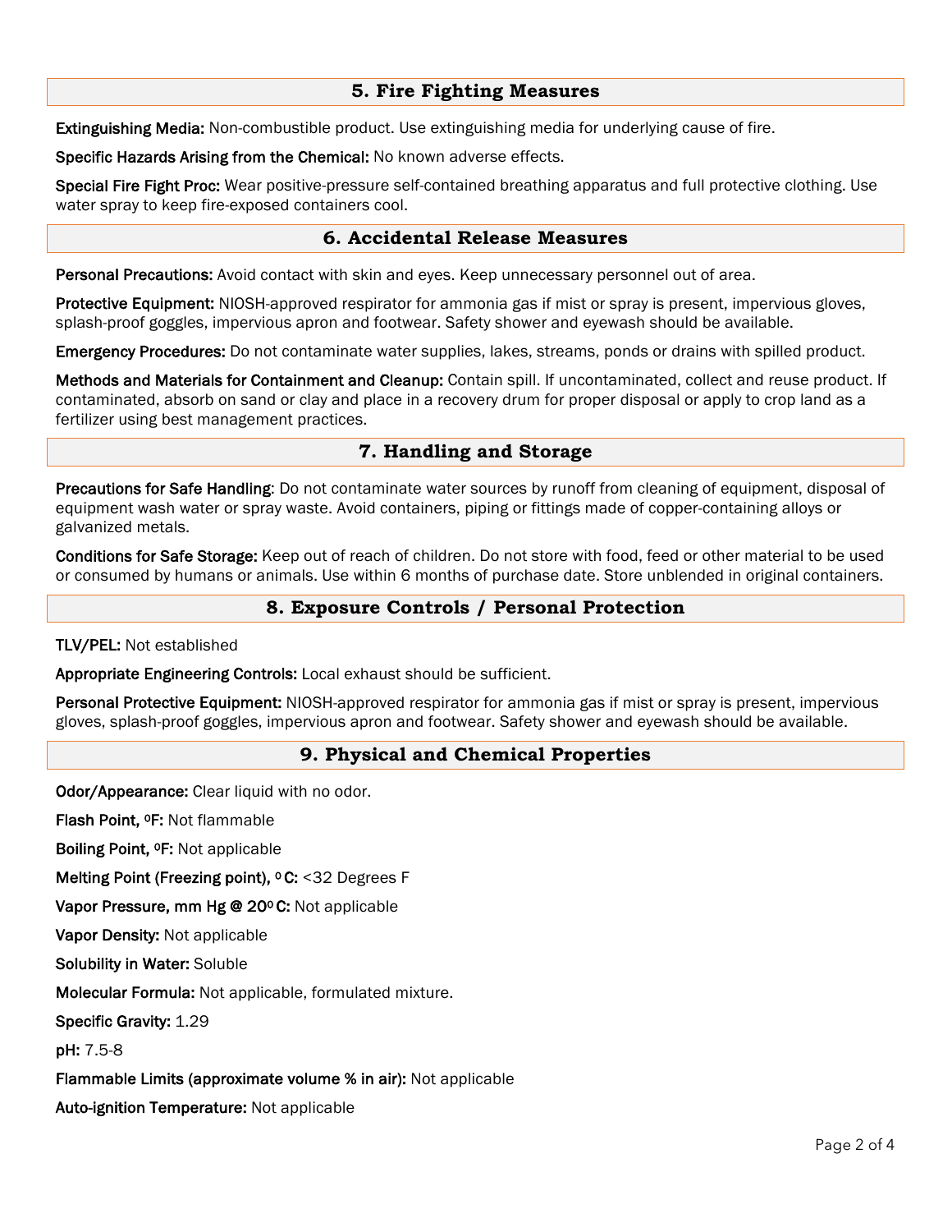## 5. Fire Fighting Measures

**Extinguishing Media:** Non-combustible product. Use extinguishing media for underlying cause of fire.

**Specific Hazards Arising from the Chemical:** No known adverse effects.

**Special Fire Fight Proc:** Wear positive-pressure self-contained breathing apparatus and full protective clothing. Use water spray to keep fire-exposed containers cool.

## 6. Accidental Release Measures

**Personal Precautions:** Avoid contact with skin and eyes. Keep unnecessary personnel out of area.

**Protective Equipment:** NIOSH-approved respirator for ammonia gas if mist or spray is present, impervious gloves, splash-proof goggles, impervious apron and footwear. Safety shower and eyewash should be available.

**Emergency Procedures:** Do not contaminate water supplies, lakes, streams, ponds or drains with spilled product.

**Methods and Materials for Containment and Cleanup:** Contain spill. If uncontaminated, collect and reuse product. If contaminated, absorb on sand or clay and place in a recovery drum for proper disposal or apply to crop land as a fertilizer using best management practices.

## 7. Handling and Storage

**Precautions for Safe Handling**: Do not contaminate water sources by runoff from cleaning of equipment, disposal of equipment wash water or spray waste. Avoid containers, piping or fittings made of copper-containing alloys or galvanized metals.

**Conditions for Safe Storage:** Keep out of reach of children. Do not store with food, feed or other material to be used or consumed by humans or animals. Use within 6 months of purchase date. Store unblended in original containers.

## 8. Exposure Controls / Personal Protection

**TLV/PEL:** Not established

**Appropriate Engineering Controls:** Local exhaust should be sufficient.

**Personal Protective Equipment:** NIOSH-approved respirator for ammonia gas if mist or spray is present, impervious gloves, splash-proof goggles, impervious apron and footwear. Safety shower and eyewash should be available.

## 9. Physical and Chemical Properties

**Odor/Appearance:** Clear liquid with no odor.

**Flash Point, ºF:** Not flammable

**Boiling Point, ºF:** Not applicable

**Melting Point (Freezing point), º C:** <32 Degrees F

**Vapor Pressure, mm Hg @ 20º C:** Not applicable

**Vapor Density:** Not applicable

**Solubility in Water:** Soluble

**Molecular Formula:** Not applicable, formulated mixture.

**Specific Gravity:** 1.29

**pH:** 7.5-8

**Flammable Limits (approximate volume % in air):** Not applicable

**Auto-ignition Temperature:** Not applicable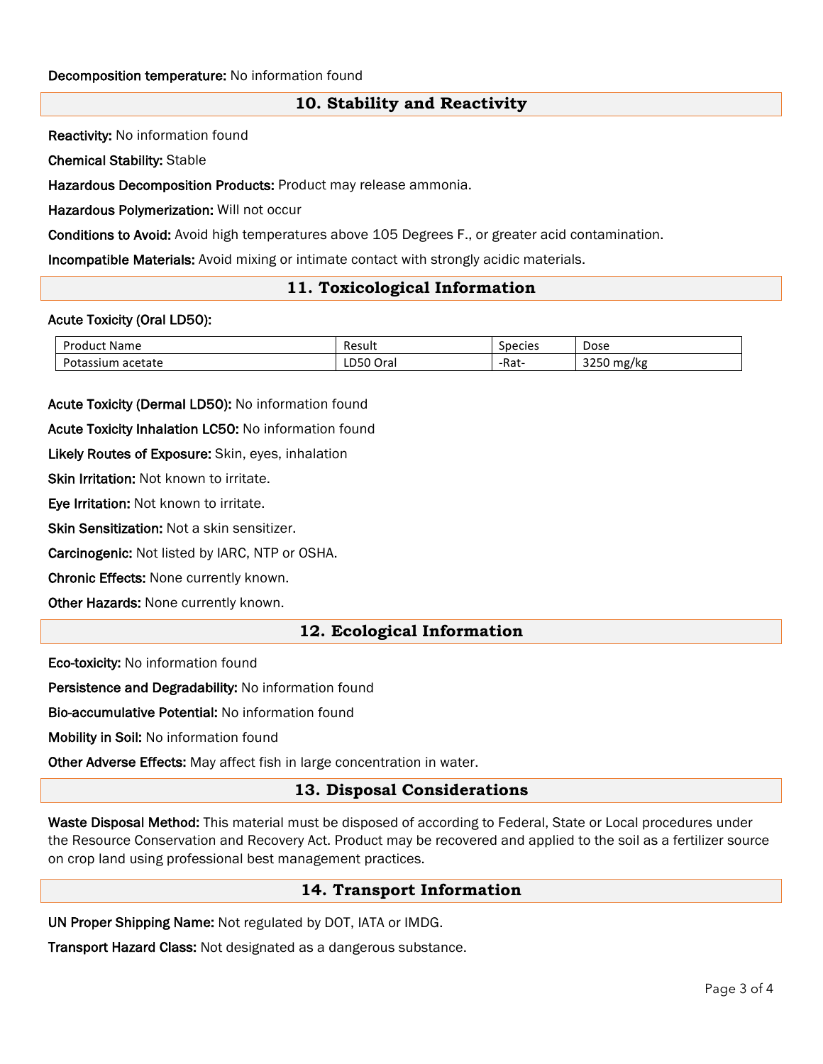**Decomposition temperature:** No information found

## 10. Stability and Reactivity

**Reactivity:** No information found

**Chemical Stability:** Stable

**Hazardous Decomposition Products:** Product may release ammonia.

**Hazardous Polymerization:** Will not occur

**Conditions to Avoid:** Avoid high temperatures above 105 Degrees F., or greater acid contamination.

**Incompatible Materials:** Avoid mixing or intimate contact with strongly acidic materials.

## 11. Toxicological Information

**Acute Toxicity (Oral LD50):**

| Product Name | Result | Species | Dose |
| --- | --- | --- | --- |
| Potassium acetate | LD50 Oral | -Rat- | 3250 mg/kg |

**Acute Toxicity (Dermal LD50):** No information found

**Acute Toxicity Inhalation LC50:** No information found

**Likely Routes of Exposure:** Skin, eyes, inhalation

**Skin Irritation:** Not known to irritate.

**Eye Irritation:** Not known to irritate.

**Skin Sensitization:** Not a skin sensitizer.

**Carcinogenic:** Not listed by IARC, NTP or OSHA.

**Chronic Effects:** None currently known.

**Other Hazards:** None currently known.

## 12. Ecological Information

**Eco-toxicity:** No information found

**Persistence and Degradability:** No information found

**Bio-accumulative Potential:** No information found

**Mobility in Soil:** No information found

**Other Adverse Effects:** May affect fish in large concentration in water.

## 13. Disposal Considerations

**Waste Disposal Method:** This material must be disposed of according to Federal, State or Local procedures under the Resource Conservation and Recovery Act. Product may be recovered and applied to the soil as a fertilizer source on crop land using professional best management practices.

## 14. Transport Information

**UN Proper Shipping Name:** Not regulated by DOT, IATA or IMDG.

**Transport Hazard Class:** Not designated as a dangerous substance.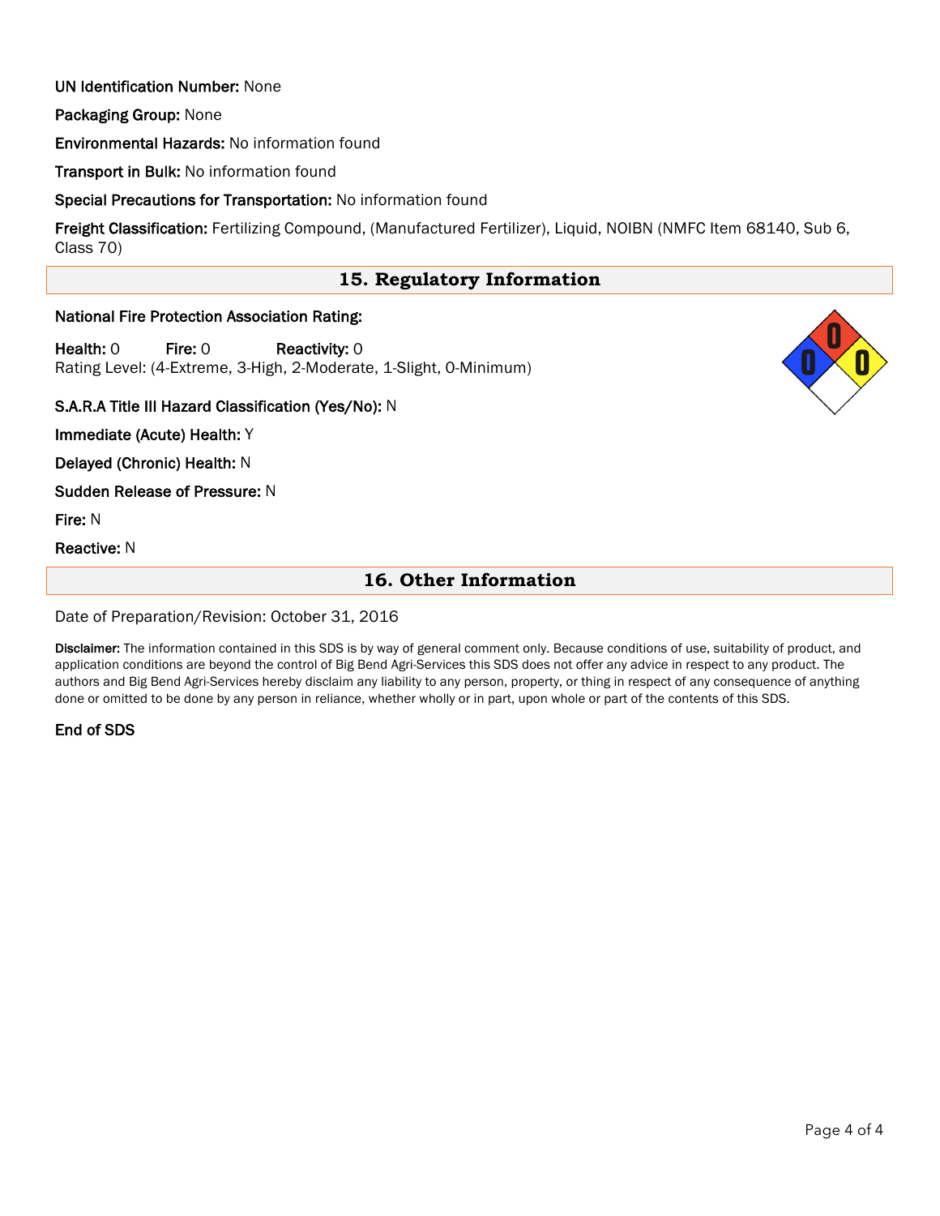**UN Identification Number:** None

**Packaging Group:** None

**Environmental Hazards:** No information found

**Transport in Bulk:** No information found

**Special Precautions for Transportation:** No information found

**Freight Classification:** Fertilizing Compound, (Manufactured Fertilizer), Liquid, NOIBN (NMFC Item 68140, Sub 6, Class 70)

## 15. Regulatory Information

**National Fire Protection Association Rating:**

**Health:** 0 **Fire:** 0 **Reactivity:** 0
Rating Level: (4-Extreme, 3-High, 2-Moderate, 1-Slight, 0-Minimum)

**S.A.R.A Title III Hazard Classification (Yes/No):** N

**Immediate (Acute) Health:** Y

**Delayed (Chronic) Health:** N

**Sudden Release of Pressure:** N

**Fire:** N

**Reactive:** N

## 16. Other Information

Date of Preparation/Revision: October 31, 2016

**Disclaimer:** The information contained in this SDS is by way of general comment only. Because conditions of use, suitability of product, and application conditions are beyond the control of Big Bend Agri-Services this SDS does not offer any advice in respect to any product. The authors and Big Bend Agri-Services hereby disclaim any liability to any person, property, or thing in respect of any consequence of anything done or omitted to be done by any person in reliance, whether wholly or in part, upon whole or part of the contents of this SDS.

**End of SDS**